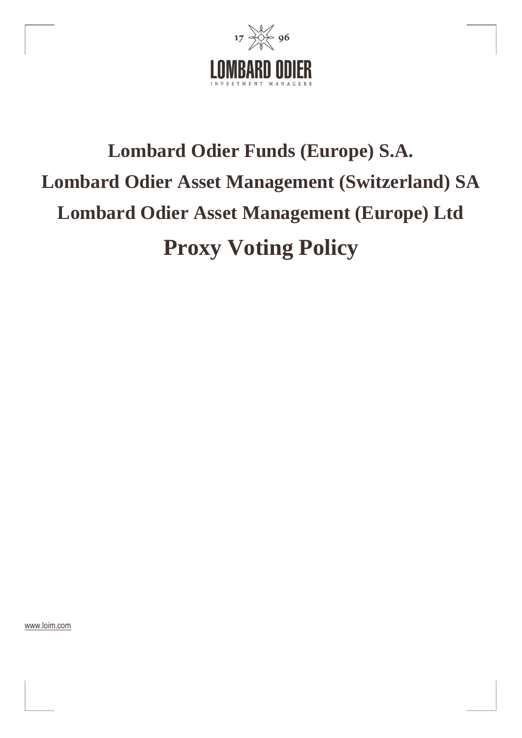# Lombard Odier Funds (Europe) S.A.

# Lombard Odier Asset Management (Switzerland) SA

# Lombard Odier Asset Management (Europe) Ltd

# Proxy Voting Policy

www.loim.com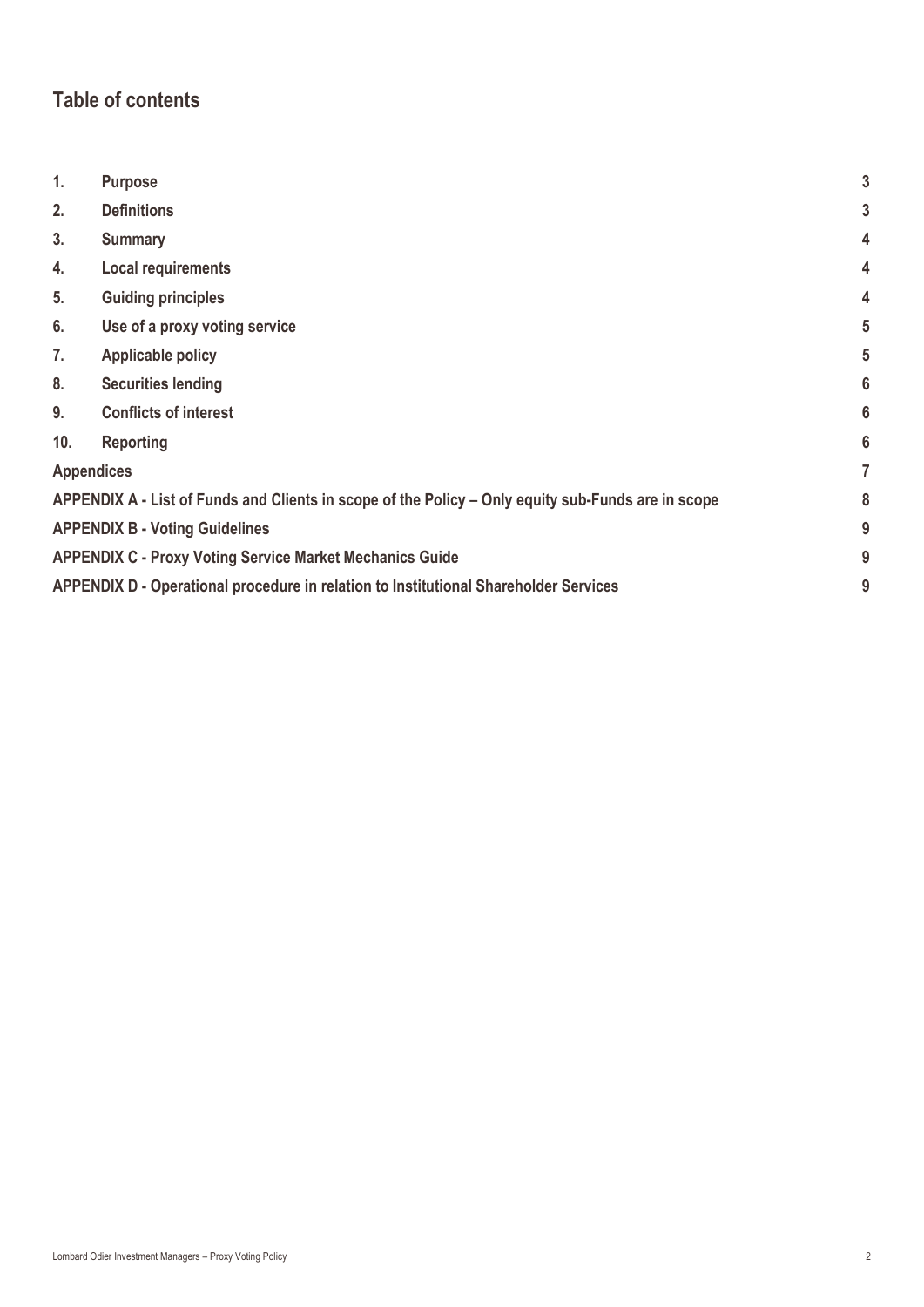## Table of contents

| | | |
|---|---|---|
| 1. | Purpose | 3 |
| 2. | Definitions | 3 |
| 3. | Summary | 4 |
| 4. | Local requirements | 4 |
| 5. | Guiding principles | 4 |
| 6. | Use of a proxy voting service | 5 |
| 7. | Applicable policy | 5 |
| 8. | Securities lending | 6 |
| 9. | Conflicts of interest | 6 |
| 10. | Reporting | 6 |
| Appendices | | 7 |
| APPENDIX A - List of Funds and Clients in scope of the Policy – Only equity sub-Funds are in scope | | 8 |
| APPENDIX B - Voting Guidelines | | 9 |
| APPENDIX C - Proxy Voting Service Market Mechanics Guide | | 9 |
| APPENDIX D - Operational procedure in relation to Institutional Shareholder Services | | 9 |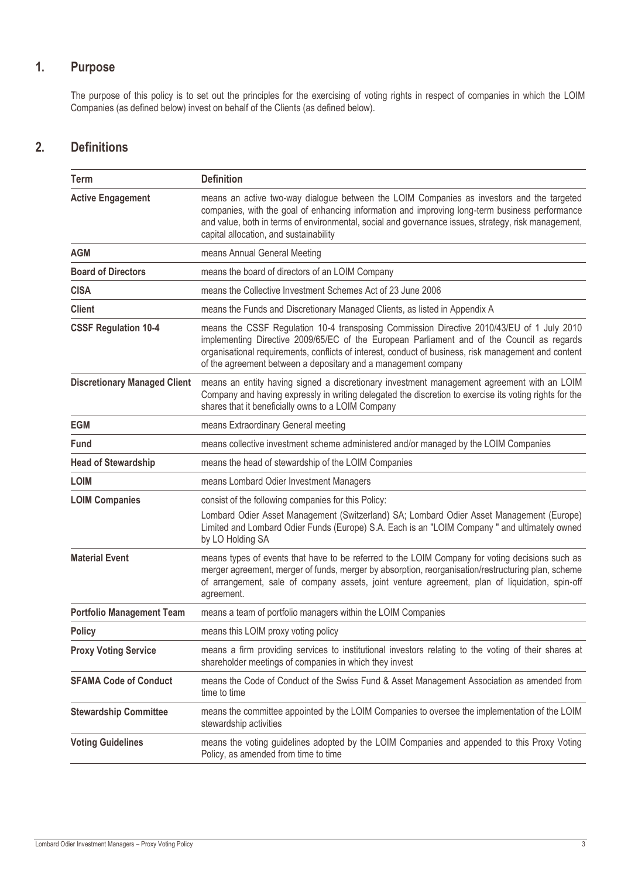## 1. Purpose

The purpose of this policy is to set out the principles for the exercising of voting rights in respect of companies in which the LOIM Companies (as defined below) invest on behalf of the Clients (as defined below).

## 2. Definitions

| Term | Definition |
|---|---|
| **Active Engagement** | means an active two-way dialogue between the LOIM Companies as investors and the targeted companies, with the goal of enhancing information and improving long-term business performance and value, both in terms of environmental, social and governance issues, strategy, risk management, capital allocation, and sustainability |
| **AGM** | means Annual General Meeting |
| **Board of Directors** | means the board of directors of an LOIM Company |
| **CISA** | means the Collective Investment Schemes Act of 23 June 2006 |
| **Client** | means the Funds and Discretionary Managed Clients, as listed in Appendix A |
| **CSSF Regulation 10-4** | means the CSSF Regulation 10-4 transposing Commission Directive 2010/43/EU of 1 July 2010 implementing Directive 2009/65/EC of the European Parliament and of the Council as regards organisational requirements, conflicts of interest, conduct of business, risk management and content of the agreement between a depositary and a management company |
| **Discretionary Managed Client** | means an entity having signed a discretionary investment management agreement with an LOIM Company and having expressly in writing delegated the discretion to exercise its voting rights for the shares that it beneficially owns to a LOIM Company |
| **EGM** | means Extraordinary General meeting |
| **Fund** | means collective investment scheme administered and/or managed by the LOIM Companies |
| **Head of Stewardship** | means the head of stewardship of the LOIM Companies |
| **LOIM** | means Lombard Odier Investment Managers |
| **LOIM Companies** | consist of the following companies for this Policy:<br>Lombard Odier Asset Management (Switzerland) SA; Lombard Odier Asset Management (Europe) Limited and Lombard Odier Funds (Europe) S.A. Each is an "LOIM Company " and ultimately owned by LO Holding SA |
| **Material Event** | means types of events that have to be referred to the LOIM Company for voting decisions such as merger agreement, merger of funds, merger by absorption, reorganisation/restructuring plan, scheme of arrangement, sale of company assets, joint venture agreement, plan of liquidation, spin-off agreement. |
| **Portfolio Management Team** | means a team of portfolio managers within the LOIM Companies |
| **Policy** | means this LOIM proxy voting policy |
| **Proxy Voting Service** | means a firm providing services to institutional investors relating to the voting of their shares at shareholder meetings of companies in which they invest |
| **SFAMA Code of Conduct** | means the Code of Conduct of the Swiss Fund & Asset Management Association as amended from time to time |
| **Stewardship Committee** | means the committee appointed by the LOIM Companies to oversee the implementation of the LOIM stewardship activities |
| **Voting Guidelines** | means the voting guidelines adopted by the LOIM Companies and appended to this Proxy Voting Policy, as amended from time to time |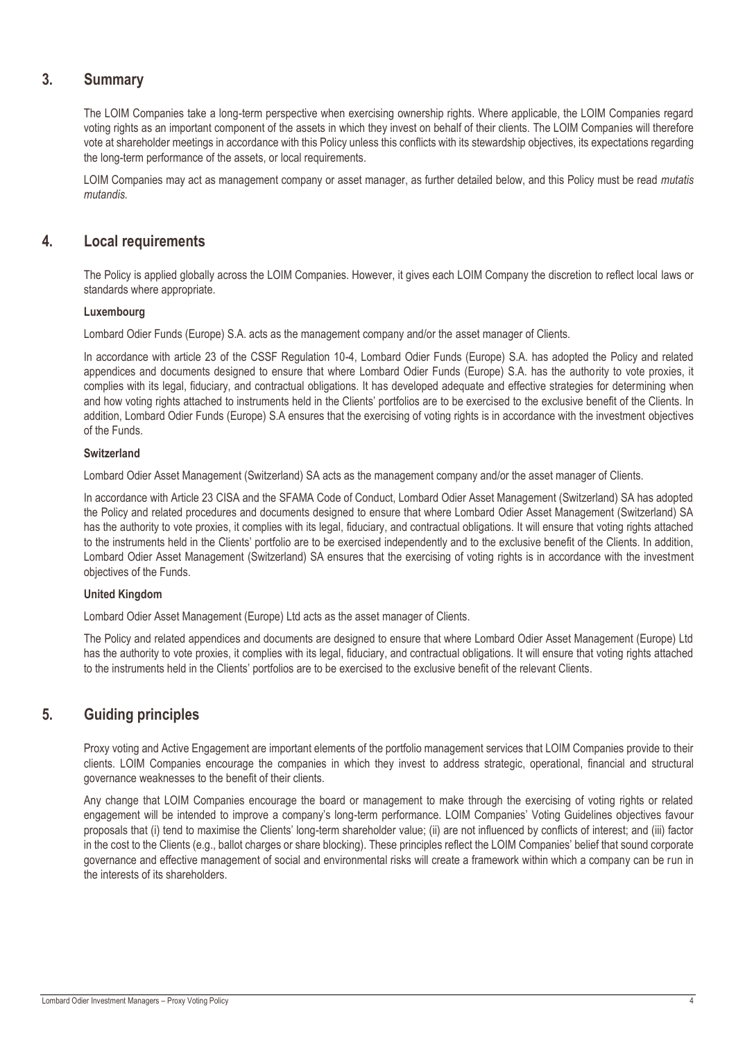## 3. Summary

The LOIM Companies take a long-term perspective when exercising ownership rights. Where applicable, the LOIM Companies regard voting rights as an important component of the assets in which they invest on behalf of their clients. The LOIM Companies will therefore vote at shareholder meetings in accordance with this Policy unless this conflicts with its stewardship objectives, its expectations regarding the long-term performance of the assets, or local requirements.

LOIM Companies may act as management company or asset manager, as further detailed below, and this Policy must be read *mutatis mutandis*.

## 4. Local requirements

The Policy is applied globally across the LOIM Companies. However, it gives each LOIM Company the discretion to reflect local laws or standards where appropriate.

**Luxembourg**

Lombard Odier Funds (Europe) S.A. acts as the management company and/or the asset manager of Clients.

In accordance with article 23 of the CSSF Regulation 10-4, Lombard Odier Funds (Europe) S.A. has adopted the Policy and related appendices and documents designed to ensure that where Lombard Odier Funds (Europe) S.A. has the authority to vote proxies, it complies with its legal, fiduciary, and contractual obligations. It has developed adequate and effective strategies for determining when and how voting rights attached to instruments held in the Clients' portfolios are to be exercised to the exclusive benefit of the Clients. In addition, Lombard Odier Funds (Europe) S.A ensures that the exercising of voting rights is in accordance with the investment objectives of the Funds.

**Switzerland**

Lombard Odier Asset Management (Switzerland) SA acts as the management company and/or the asset manager of Clients.

In accordance with Article 23 CISA and the SFAMA Code of Conduct, Lombard Odier Asset Management (Switzerland) SA has adopted the Policy and related procedures and documents designed to ensure that where Lombard Odier Asset Management (Switzerland) SA has the authority to vote proxies, it complies with its legal, fiduciary, and contractual obligations. It will ensure that voting rights attached to the instruments held in the Clients' portfolio are to be exercised independently and to the exclusive benefit of the Clients. In addition, Lombard Odier Asset Management (Switzerland) SA ensures that the exercising of voting rights is in accordance with the investment objectives of the Funds.

**United Kingdom**

Lombard Odier Asset Management (Europe) Ltd acts as the asset manager of Clients.

The Policy and related appendices and documents are designed to ensure that where Lombard Odier Asset Management (Europe) Ltd has the authority to vote proxies, it complies with its legal, fiduciary, and contractual obligations. It will ensure that voting rights attached to the instruments held in the Clients' portfolios are to be exercised to the exclusive benefit of the relevant Clients.

## 5. Guiding principles

Proxy voting and Active Engagement are important elements of the portfolio management services that LOIM Companies provide to their clients. LOIM Companies encourage the companies in which they invest to address strategic, operational, financial and structural governance weaknesses to the benefit of their clients.

Any change that LOIM Companies encourage the board or management to make through the exercising of voting rights or related engagement will be intended to improve a company's long-term performance. LOIM Companies' Voting Guidelines objectives favour proposals that (i) tend to maximise the Clients' long-term shareholder value; (ii) are not influenced by conflicts of interest; and (iii) factor in the cost to the Clients (e.g., ballot charges or share blocking). These principles reflect the LOIM Companies' belief that sound corporate governance and effective management of social and environmental risks will create a framework within which a company can be run in the interests of its shareholders.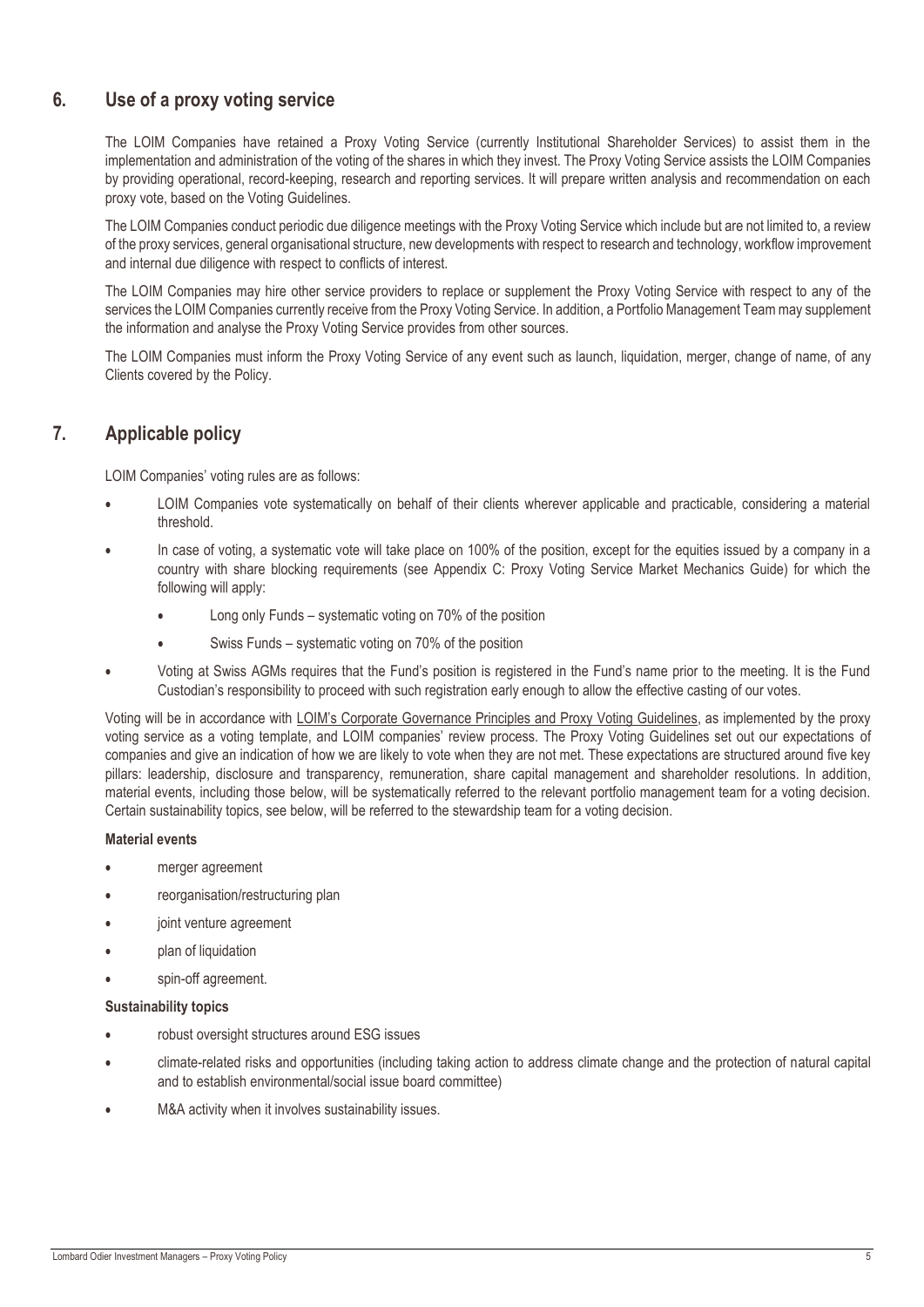## 6. Use of a proxy voting service

The LOIM Companies have retained a Proxy Voting Service (currently Institutional Shareholder Services) to assist them in the implementation and administration of the voting of the shares in which they invest. The Proxy Voting Service assists the LOIM Companies by providing operational, record-keeping, research and reporting services. It will prepare written analysis and recommendation on each proxy vote, based on the Voting Guidelines.

The LOIM Companies conduct periodic due diligence meetings with the Proxy Voting Service which include but are not limited to, a review of the proxy services, general organisational structure, new developments with respect to research and technology, workflow improvement and internal due diligence with respect to conflicts of interest.

The LOIM Companies may hire other service providers to replace or supplement the Proxy Voting Service with respect to any of the services the LOIM Companies currently receive from the Proxy Voting Service. In addition, a Portfolio Management Team may supplement the information and analyse the Proxy Voting Service provides from other sources.

The LOIM Companies must inform the Proxy Voting Service of any event such as launch, liquidation, merger, change of name, of any Clients covered by the Policy.

## 7. Applicable policy

LOIM Companies' voting rules are as follows:

- LOIM Companies vote systematically on behalf of their clients wherever applicable and practicable, considering a material threshold.
- In case of voting, a systematic vote will take place on 100% of the position, except for the equities issued by a company in a country with share blocking requirements (see Appendix C: Proxy Voting Service Market Mechanics Guide) for which the following will apply:
  - Long only Funds – systematic voting on 70% of the position
  - Swiss Funds – systematic voting on 70% of the position
- Voting at Swiss AGMs requires that the Fund's position is registered in the Fund's name prior to the meeting. It is the Fund Custodian's responsibility to proceed with such registration early enough to allow the effective casting of our votes.

Voting will be in accordance with LOIM's Corporate Governance Principles and Proxy Voting Guidelines, as implemented by the proxy voting service as a voting template, and LOIM companies' review process. The Proxy Voting Guidelines set out our expectations of companies and give an indication of how we are likely to vote when they are not met. These expectations are structured around five key pillars: leadership, disclosure and transparency, remuneration, share capital management and shareholder resolutions. In addition, material events, including those below, will be systematically referred to the relevant portfolio management team for a voting decision. Certain sustainability topics, see below, will be referred to the stewardship team for a voting decision.

**Material events**

- merger agreement
- reorganisation/restructuring plan
- joint venture agreement
- plan of liquidation
- spin-off agreement.

**Sustainability topics**

- robust oversight structures around ESG issues
- climate-related risks and opportunities (including taking action to address climate change and the protection of natural capital and to establish environmental/social issue board committee)
- M&A activity when it involves sustainability issues.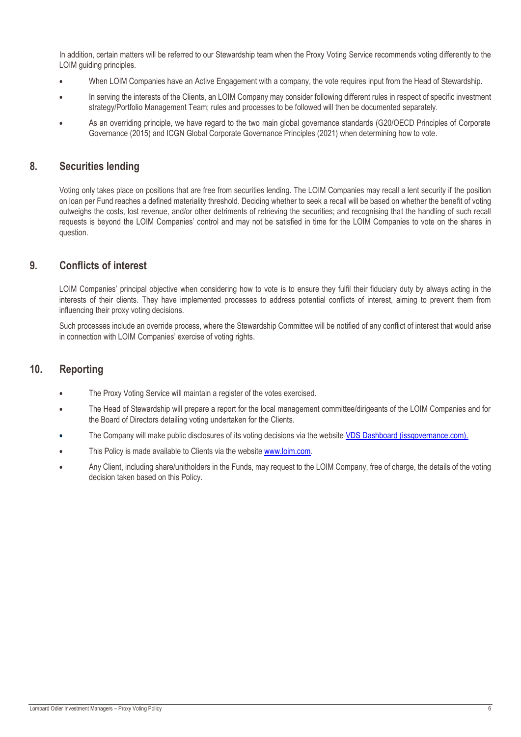In addition, certain matters will be referred to our Stewardship team when the Proxy Voting Service recommends voting differently to the LOIM guiding principles.

- When LOIM Companies have an Active Engagement with a company, the vote requires input from the Head of Stewardship.
- In serving the interests of the Clients, an LOIM Company may consider following different rules in respect of specific investment strategy/Portfolio Management Team; rules and processes to be followed will then be documented separately.
- As an overriding principle, we have regard to the two main global governance standards (G20/OECD Principles of Corporate Governance (2015) and ICGN Global Corporate Governance Principles (2021) when determining how to vote.

## 8. Securities lending

Voting only takes place on positions that are free from securities lending. The LOIM Companies may recall a lent security if the position on loan per Fund reaches a defined materiality threshold. Deciding whether to seek a recall will be based on whether the benefit of voting outweighs the costs, lost revenue, and/or other detriments of retrieving the securities; and recognising that the handling of such recall requests is beyond the LOIM Companies' control and may not be satisfied in time for the LOIM Companies to vote on the shares in question.

## 9. Conflicts of interest

LOIM Companies' principal objective when considering how to vote is to ensure they fulfil their fiduciary duty by always acting in the interests of their clients. They have implemented processes to address potential conflicts of interest, aiming to prevent them from influencing their proxy voting decisions.

Such processes include an override process, where the Stewardship Committee will be notified of any conflict of interest that would arise in connection with LOIM Companies' exercise of voting rights.

## 10. Reporting

- The Proxy Voting Service will maintain a register of the votes exercised.
- The Head of Stewardship will prepare a report for the local management committee/dirigeants of the LOIM Companies and for the Board of Directors detailing voting undertaken for the Clients.
- The Company will make public disclosures of its voting decisions via the website [VDS Dashboard (issgovernance.com).]
- This Policy is made available to Clients via the website [www.loim.com].
- Any Client, including share/unitholders in the Funds, may request to the LOIM Company, free of charge, the details of the voting decision taken based on this Policy.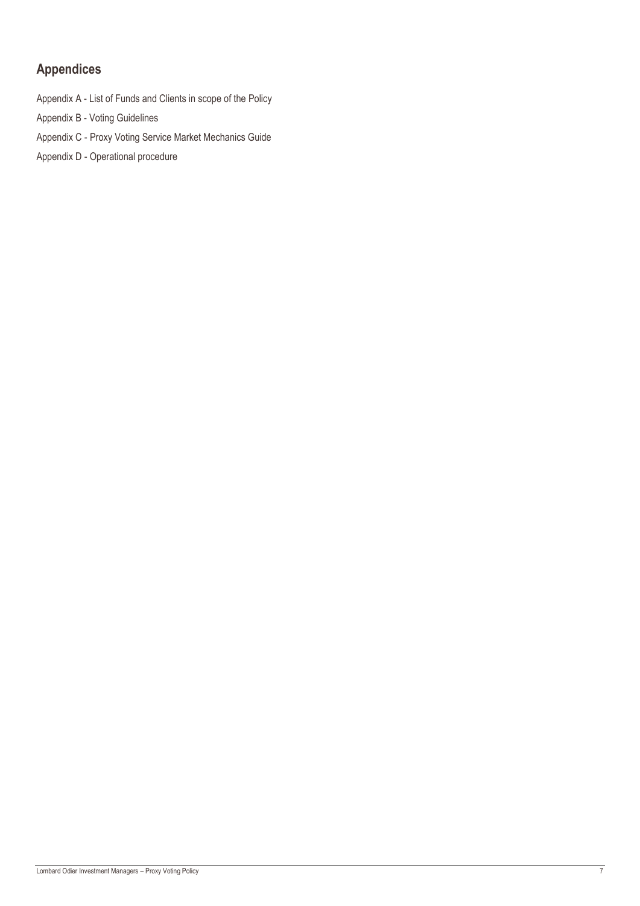## Appendices

Appendix A - List of Funds and Clients in scope of the Policy

Appendix B - Voting Guidelines

Appendix C - Proxy Voting Service Market Mechanics Guide

Appendix D - Operational procedure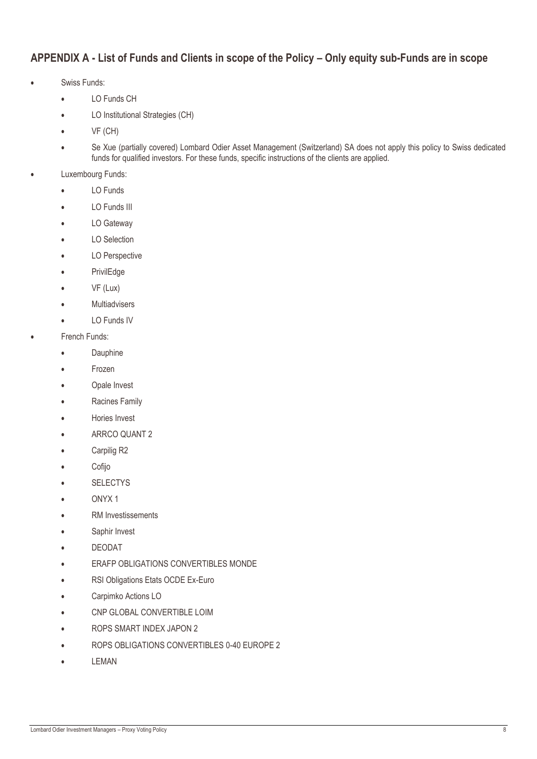## APPENDIX A - List of Funds and Clients in scope of the Policy – Only equity sub-Funds are in scope

- Swiss Funds:
  - LO Funds CH
  - LO Institutional Strategies (CH)
  - VF (CH)
  - Se Xue (partially covered) Lombard Odier Asset Management (Switzerland) SA does not apply this policy to Swiss dedicated funds for qualified investors. For these funds, specific instructions of the clients are applied.
- Luxembourg Funds:
  - LO Funds
  - LO Funds III
  - LO Gateway
  - LO Selection
  - LO Perspective
  - PrivilEdge
  - VF (Lux)
  - Multiadvisers
  - LO Funds IV
- French Funds:
  - Dauphine
  - Frozen
  - Opale Invest
  - Racines Family
  - Hories Invest
  - ARRCO QUANT 2
  - Carpilig R2
  - Cofijo
  - SELECTYS
  - ONYX 1
  - RM Investissements
  - Saphir Invest
  - DEODAT
  - ERAFP OBLIGATIONS CONVERTIBLES MONDE
  - RSI Obligations Etats OCDE Ex-Euro
  - Carpimko Actions LO
  - CNP GLOBAL CONVERTIBLE LOIM
  - ROPS SMART INDEX JAPON 2
  - ROPS OBLIGATIONS CONVERTIBLES 0-40 EUROPE 2
  - LEMAN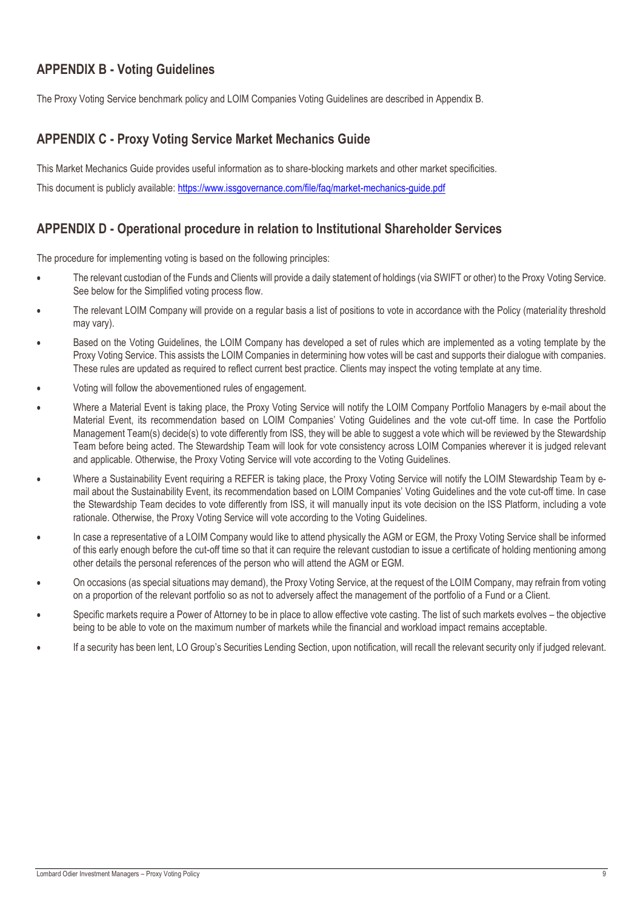## APPENDIX B - Voting Guidelines

The Proxy Voting Service benchmark policy and LOIM Companies Voting Guidelines are described in Appendix B.

## APPENDIX C - Proxy Voting Service Market Mechanics Guide

This Market Mechanics Guide provides useful information as to share-blocking markets and other market specificities.

This document is publicly available: https://www.issgovernance.com/file/faq/market-mechanics-guide.pdf

## APPENDIX D - Operational procedure in relation to Institutional Shareholder Services

The procedure for implementing voting is based on the following principles:

- The relevant custodian of the Funds and Clients will provide a daily statement of holdings (via SWIFT or other) to the Proxy Voting Service. See below for the Simplified voting process flow.
- The relevant LOIM Company will provide on a regular basis a list of positions to vote in accordance with the Policy (materiality threshold may vary).
- Based on the Voting Guidelines, the LOIM Company has developed a set of rules which are implemented as a voting template by the Proxy Voting Service. This assists the LOIM Companies in determining how votes will be cast and supports their dialogue with companies. These rules are updated as required to reflect current best practice. Clients may inspect the voting template at any time.
- Voting will follow the abovementioned rules of engagement.
- Where a Material Event is taking place, the Proxy Voting Service will notify the LOIM Company Portfolio Managers by e-mail about the Material Event, its recommendation based on LOIM Companies' Voting Guidelines and the vote cut-off time. In case the Portfolio Management Team(s) decide(s) to vote differently from ISS, they will be able to suggest a vote which will be reviewed by the Stewardship Team before being acted. The Stewardship Team will look for vote consistency across LOIM Companies wherever it is judged relevant and applicable. Otherwise, the Proxy Voting Service will vote according to the Voting Guidelines.
- Where a Sustainability Event requiring a REFER is taking place, the Proxy Voting Service will notify the LOIM Stewardship Team by e-mail about the Sustainability Event, its recommendation based on LOIM Companies' Voting Guidelines and the vote cut-off time. In case the Stewardship Team decides to vote differently from ISS, it will manually input its vote decision on the ISS Platform, including a vote rationale. Otherwise, the Proxy Voting Service will vote according to the Voting Guidelines.
- In case a representative of a LOIM Company would like to attend physically the AGM or EGM, the Proxy Voting Service shall be informed of this early enough before the cut-off time so that it can require the relevant custodian to issue a certificate of holding mentioning among other details the personal references of the person who will attend the AGM or EGM.
- On occasions (as special situations may demand), the Proxy Voting Service, at the request of the LOIM Company, may refrain from voting on a proportion of the relevant portfolio so as not to adversely affect the management of the portfolio of a Fund or a Client.
- Specific markets require a Power of Attorney to be in place to allow effective vote casting. The list of such markets evolves – the objective being to be able to vote on the maximum number of markets while the financial and workload impact remains acceptable.
- If a security has been lent, LO Group's Securities Lending Section, upon notification, will recall the relevant security only if judged relevant.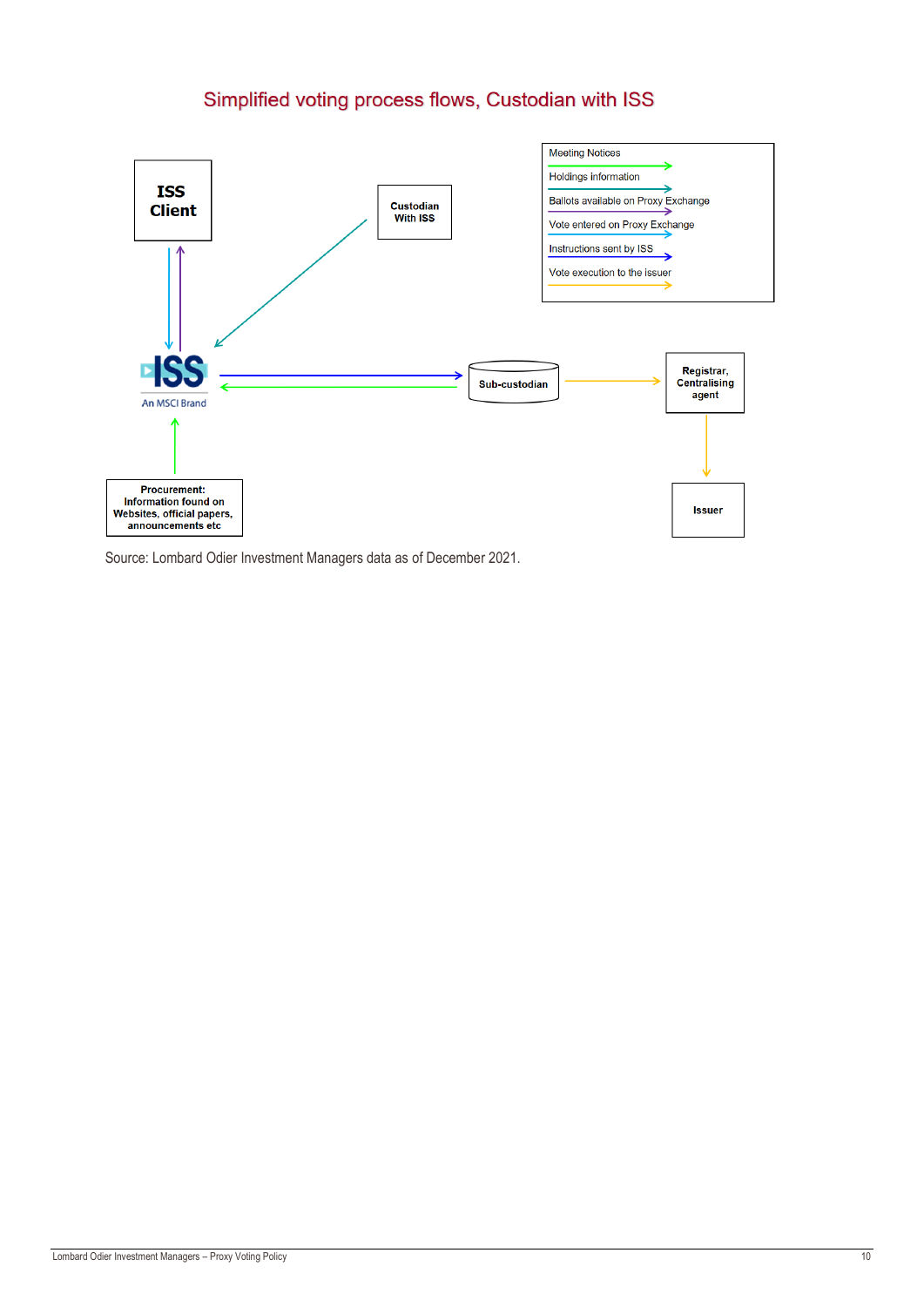## Simplified voting process flows, Custodian with ISS

ISS Client

Custodian With ISS

Meeting Notices

Holdings information

Ballots available on Proxy Exchange

Vote entered on Proxy Exchange

Instructions sent by ISS

Vote execution to the issuer

ISS An MSCI Brand

Sub-custodian

Registrar, Centralising agent

Procurement: Information found on Websites, official papers, announcements etc

Issuer

Source: Lombard Odier Investment Managers data as of December 2021.